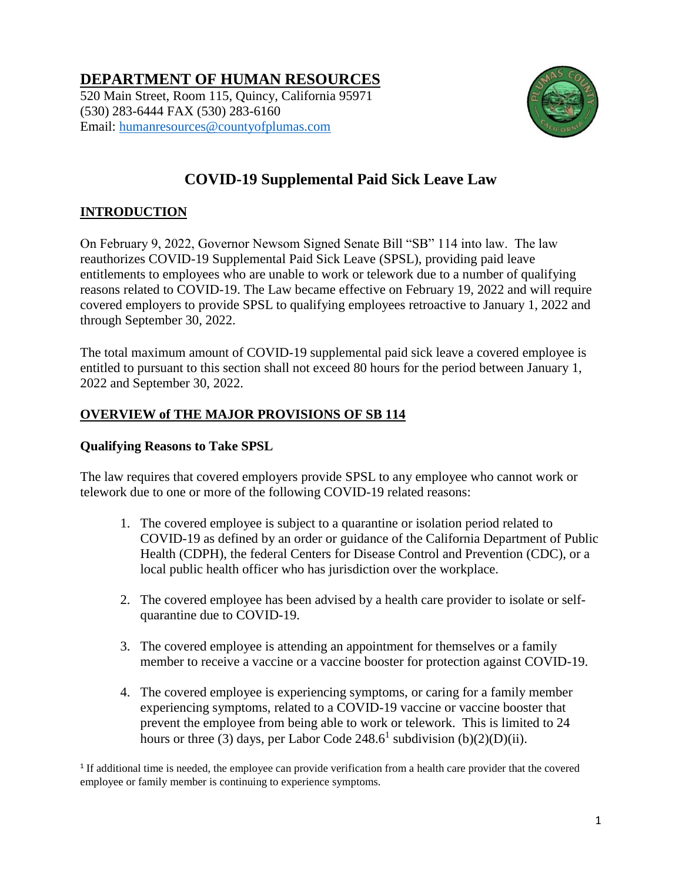# DEPARTMENT OF HUMAN RESOURCES

520 Main Street, Room 115, Quincy, California 95971
(530) 283-6444 FAX (530) 283-6160
Email: humanresources@countyofplumas.com

## COVID-19 Supplemental Paid Sick Leave Law

### INTRODUCTION

On February 9, 2022, Governor Newsom Signed Senate Bill "SB" 114 into law. The law reauthorizes COVID-19 Supplemental Paid Sick Leave (SPSL), providing paid leave entitlements to employees who are unable to work or telework due to a number of qualifying reasons related to COVID-19. The Law became effective on February 19, 2022 and will require covered employers to provide SPSL to qualifying employees retroactive to January 1, 2022 and through September 30, 2022.

The total maximum amount of COVID-19 supplemental paid sick leave a covered employee is entitled to pursuant to this section shall not exceed 80 hours for the period between January 1, 2022 and September 30, 2022.

### OVERVIEW of THE MAJOR PROVISIONS OF SB 114

**Qualifying Reasons to Take SPSL**

The law requires that covered employers provide SPSL to any employee who cannot work or telework due to one or more of the following COVID-19 related reasons:

1. The covered employee is subject to a quarantine or isolation period related to COVID-19 as defined by an order or guidance of the California Department of Public Health (CDPH), the federal Centers for Disease Control and Prevention (CDC), or a local public health officer who has jurisdiction over the workplace.
2. The covered employee has been advised by a health care provider to isolate or self-quarantine due to COVID-19.
3. The covered employee is attending an appointment for themselves or a family member to receive a vaccine or a vaccine booster for protection against COVID-19.
4. The covered employee is experiencing symptoms, or caring for a family member experiencing symptoms, related to a COVID-19 vaccine or vaccine booster that prevent the employee from being able to work or telework. This is limited to 24 hours or three (3) days, per Labor Code 248.6[1] subdivision (b)(2)(D)(ii).

[1] If additional time is needed, the employee can provide verification from a health care provider that the covered employee or family member is continuing to experience symptoms.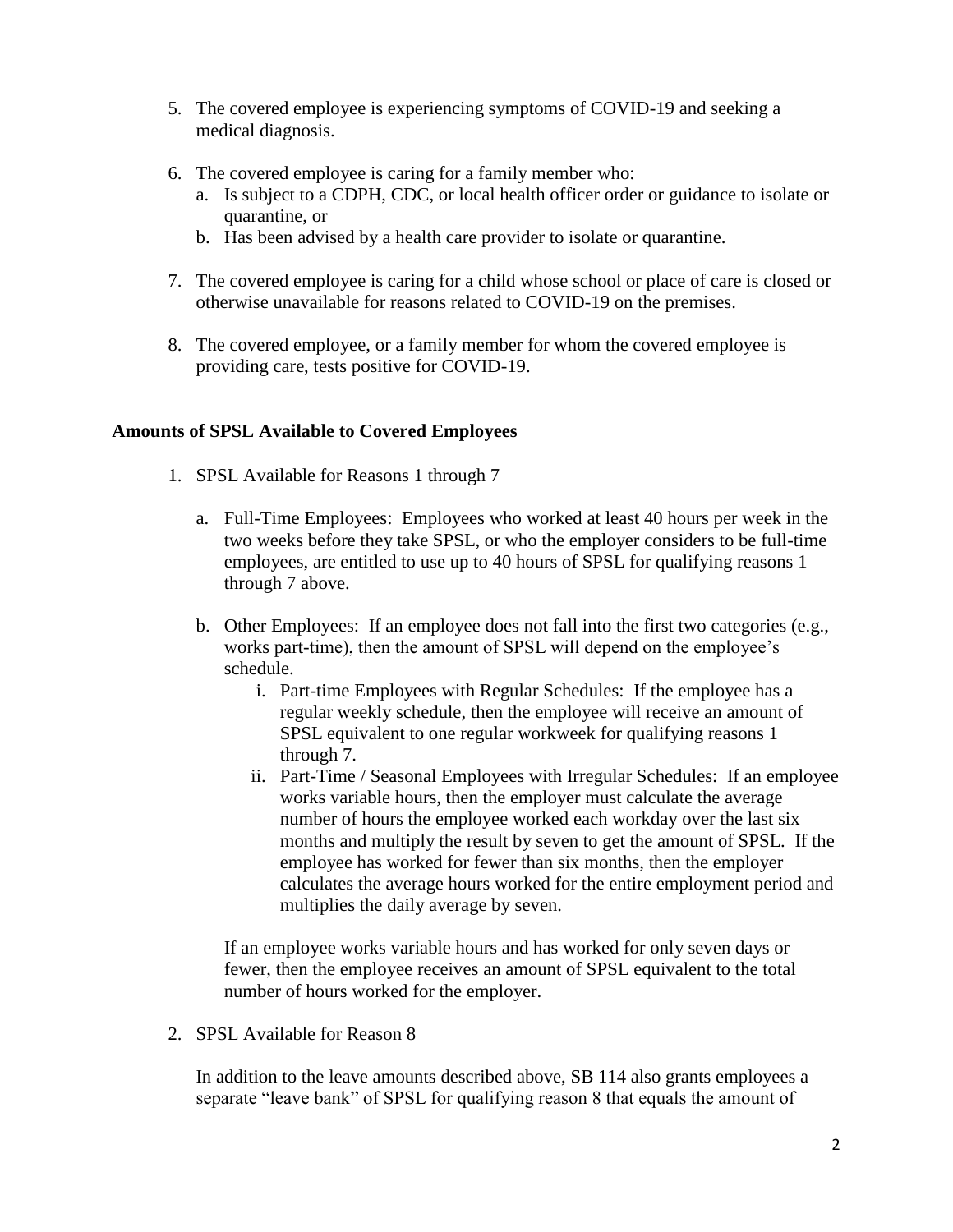5. The covered employee is experiencing symptoms of COVID-19 and seeking a medical diagnosis.

6. The covered employee is caring for a family member who:
   a. Is subject to a CDPH, CDC, or local health officer order or guidance to isolate or quarantine, or
   b. Has been advised by a health care provider to isolate or quarantine.

7. The covered employee is caring for a child whose school or place of care is closed or otherwise unavailable for reasons related to COVID-19 on the premises.

8. The covered employee, or a family member for whom the covered employee is providing care, tests positive for COVID-19.

**Amounts of SPSL Available to Covered Employees**

1. SPSL Available for Reasons 1 through 7

   a. Full-Time Employees: Employees who worked at least 40 hours per week in the two weeks before they take SPSL, or who the employer considers to be full-time employees, are entitled to use up to 40 hours of SPSL for qualifying reasons 1 through 7 above.

   b. Other Employees: If an employee does not fall into the first two categories (e.g., works part-time), then the amount of SPSL will depend on the employee's schedule.
      i. Part-time Employees with Regular Schedules: If the employee has a regular weekly schedule, then the employee will receive an amount of SPSL equivalent to one regular workweek for qualifying reasons 1 through 7.
      ii. Part-Time / Seasonal Employees with Irregular Schedules: If an employee works variable hours, then the employer must calculate the average number of hours the employee worked each workday over the last six months and multiply the result by seven to get the amount of SPSL. If the employee has worked for fewer than six months, then the employer calculates the average hours worked for the entire employment period and multiplies the daily average by seven.

   If an employee works variable hours and has worked for only seven days or fewer, the employee receives an amount of SPSL equivalent to the total number of hours worked for the employer.

2. SPSL Available for Reason 8

   In addition to the leave amounts described above, SB 114 also grants employees a separate "leave bank" of SPSL for qualifying reason 8 that equals the amount of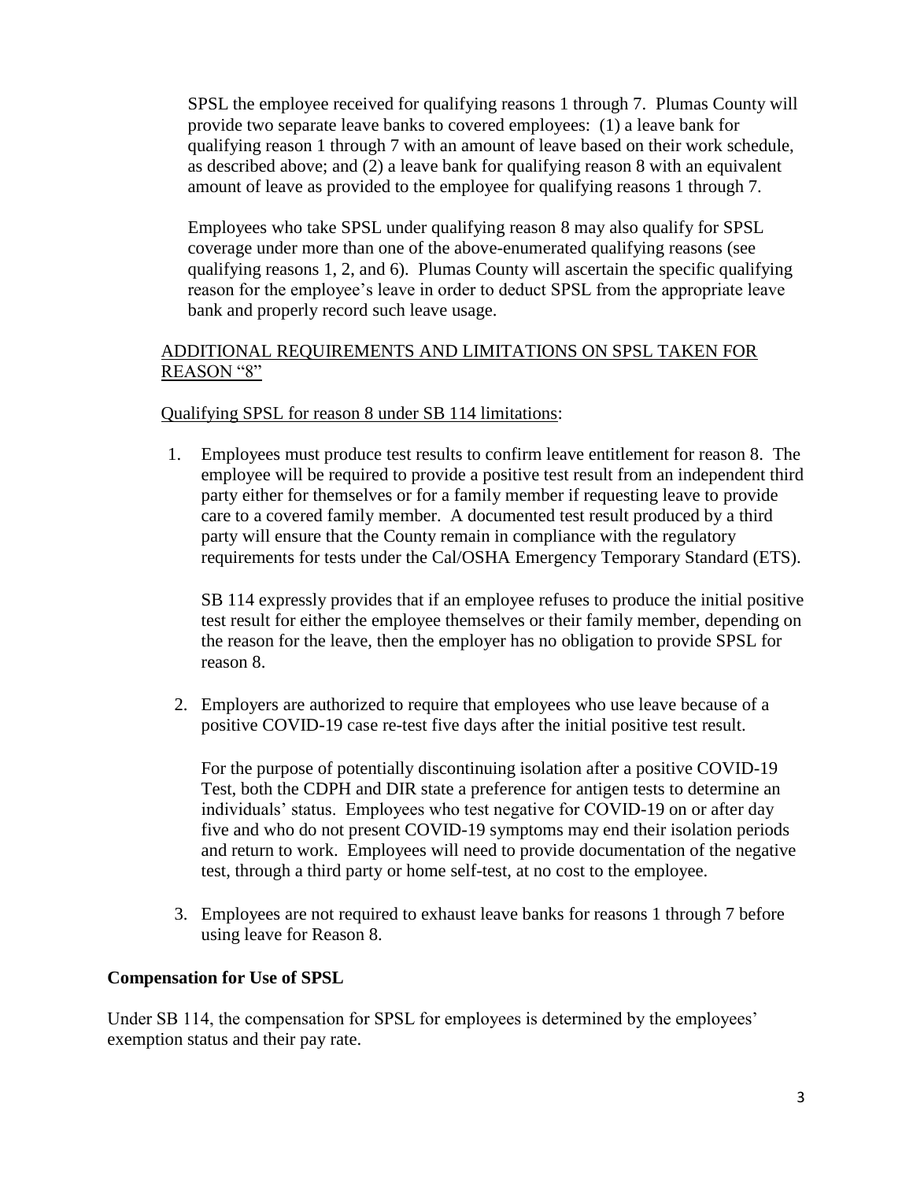SPSL the employee received for qualifying reasons 1 through 7. Plumas County will provide two separate leave banks to covered employees: (1) a leave bank for qualifying reason 1 through 7 with an amount of leave based on their work schedule, as described above; and (2) a leave bank for qualifying reason 8 with an equivalent amount of leave as provided to the employee for qualifying reasons 1 through 7.

Employees who take SPSL under qualifying reason 8 may also qualify for SPSL coverage under more than one of the above-enumerated qualifying reasons (see qualifying reasons 1, 2, and 6). Plumas County will ascertain the specific qualifying reason for the employee's leave in order to deduct SPSL from the appropriate leave bank and properly record such leave usage.

ADDITIONAL REQUIREMENTS AND LIMITATIONS ON SPSL TAKEN FOR REASON "8"

Qualifying SPSL for reason 8 under SB 114 limitations:

1. Employees must produce test results to confirm leave entitlement for reason 8. The employee will be required to provide a positive test result from an independent third party either for themselves or for a family member if requesting leave to provide care to a covered family member. A documented test result produced by a third party will ensure that the County remain in compliance with the regulatory requirements for tests under the Cal/OSHA Emergency Temporary Standard (ETS).

   SB 114 expressly provides that if an employee refuses to produce the initial positive test result for either the employee themselves or their family member, depending on the reason for the leave, then the employer has no obligation to provide SPSL for reason 8.

2. Employers are authorized to require that employees who use leave because of a positive COVID-19 case re-test five days after the initial positive test result.

   For the purpose of potentially discontinuing isolation after a positive COVID-19 Test, both the CDPH and DIR state a preference for antigen tests to determine an individuals' status. Employees who test negative for COVID-19 on or after day five and who do not present COVID-19 symptoms may end their isolation periods and return to work. Employees will need to provide documentation of the negative test, through a third party or home self-test, at no cost to the employee.

3. Employees are not required to exhaust leave banks for reasons 1 through 7 before using leave for Reason 8.

**Compensation for Use of SPSL**

Under SB 114, the compensation for SPSL for employees is determined by the employees' exemption status and their pay rate.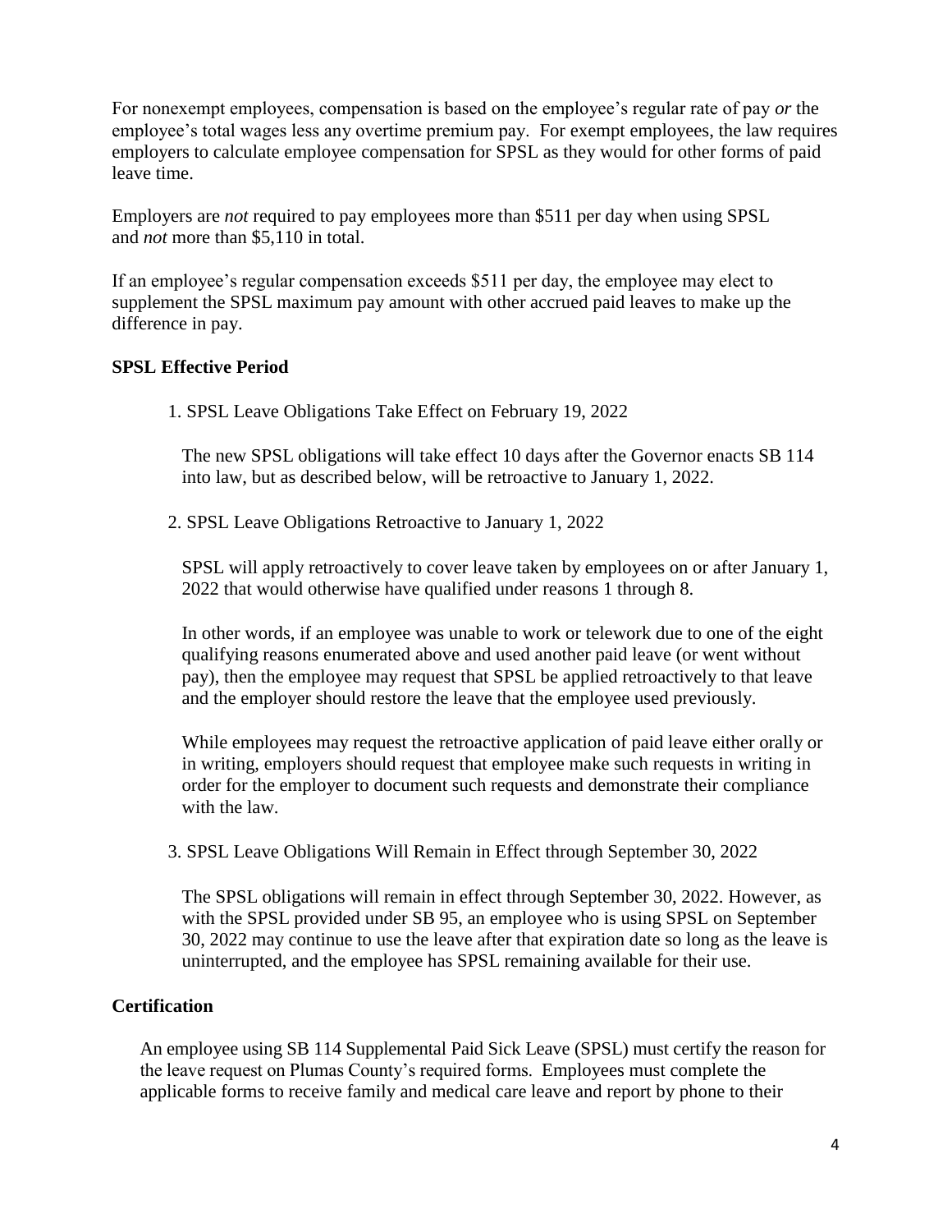For nonexempt employees, compensation is based on the employee's regular rate of pay *or* the employee's total wages less any overtime premium pay. For exempt employees, the law requires employers to calculate employee compensation for SPSL as they would for other forms of paid leave time.

Employers are *not* required to pay employees more than $511 per day when using SPSL and *not* more than $5,110 in total.

If an employee's regular compensation exceeds $511 per day, the employee may elect to supplement the SPSL maximum pay amount with other accrued paid leaves to make up the difference in pay.

**SPSL Effective Period**

1. SPSL Leave Obligations Take Effect on February 19, 2022

   The new SPSL obligations will take effect 10 days after the Governor enacts SB 114 into law, but as described below, will be retroactive to January 1, 2022.

2. SPSL Leave Obligations Retroactive to January 1, 2022

   SPSL will apply retroactively to cover leave taken by employees on or after January 1, 2022 that would otherwise have qualified under reasons 1 through 8.

   In other words, if an employee was unable to work or telework due to one of the eight qualifying reasons enumerated above and used another paid leave (or went without pay), then the employee may request that SPSL be applied retroactively to that leave and the employer should restore the leave that the employee used previously.

   While employees may request the retroactive application of paid leave either orally or in writing, employers should request that employee make such requests in writing in order for the employer to document such requests and demonstrate their compliance with the law.

3. SPSL Leave Obligations Will Remain in Effect through September 30, 2022

   The SPSL obligations will remain in effect through September 30, 2022. However, as with the SPSL provided under SB 95, an employee who is using SPSL on September 30, 2022 may continue to use the leave after that expiration date so long as the leave is uninterrupted, and the employee has SPSL remaining available for their use.

**Certification**

An employee using SB 114 Supplemental Paid Sick Leave (SPSL) must certify the reason for the leave request on Plumas County's required forms. Employees must complete the applicable forms to receive family and medical care leave and report by phone to their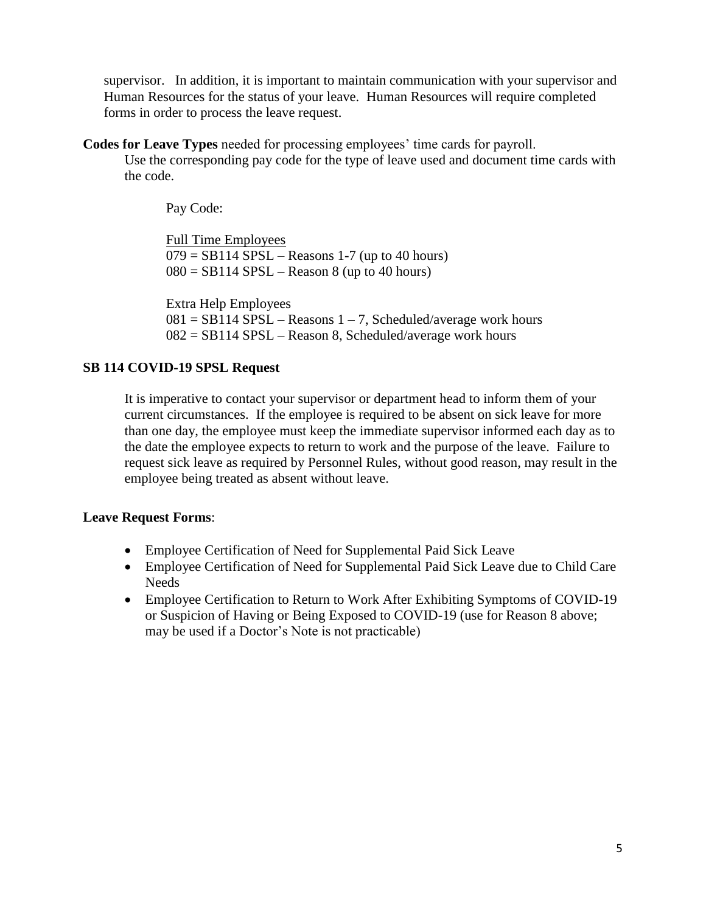supervisor. In addition, it is important to maintain communication with your supervisor and Human Resources for the status of your leave. Human Resources will require completed forms in order to process the leave request.

**Codes for Leave Types** needed for processing employees' time cards for payroll.

Use the corresponding pay code for the type of leave used and document time cards with the code.

Pay Code:

<u>Full Time Employees</u>
079 = SB114 SPSL – Reasons 1-7 (up to 40 hours)
080 = SB114 SPSL – Reason 8 (up to 40 hours)

Extra Help Employees
081 = SB114 SPSL – Reasons 1 – 7, Scheduled/average work hours
082 = SB114 SPSL – Reason 8, Scheduled/average work hours

**SB 114 COVID-19 SPSL Request**

It is imperative to contact your supervisor or department head to inform them of your current circumstances. If the employee is required to be absent on sick leave for more than one day, the employee must keep the immediate supervisor informed each day as to the date the employee expects to return to work and the purpose of the leave. Failure to request sick leave as required by Personnel Rules, without good reason, may result in the employee being treated as absent without leave.

**Leave Request Forms**:

- Employee Certification of Need for Supplemental Paid Sick Leave
- Employee Certification of Need for Supplemental Paid Sick Leave due to Child Care Needs
- Employee Certification to Return to Work After Exhibiting Symptoms of COVID-19 or Suspicion of Having or Being Exposed to COVID-19 (use for Reason 8 above; may be used if a Doctor's Note is not practicable)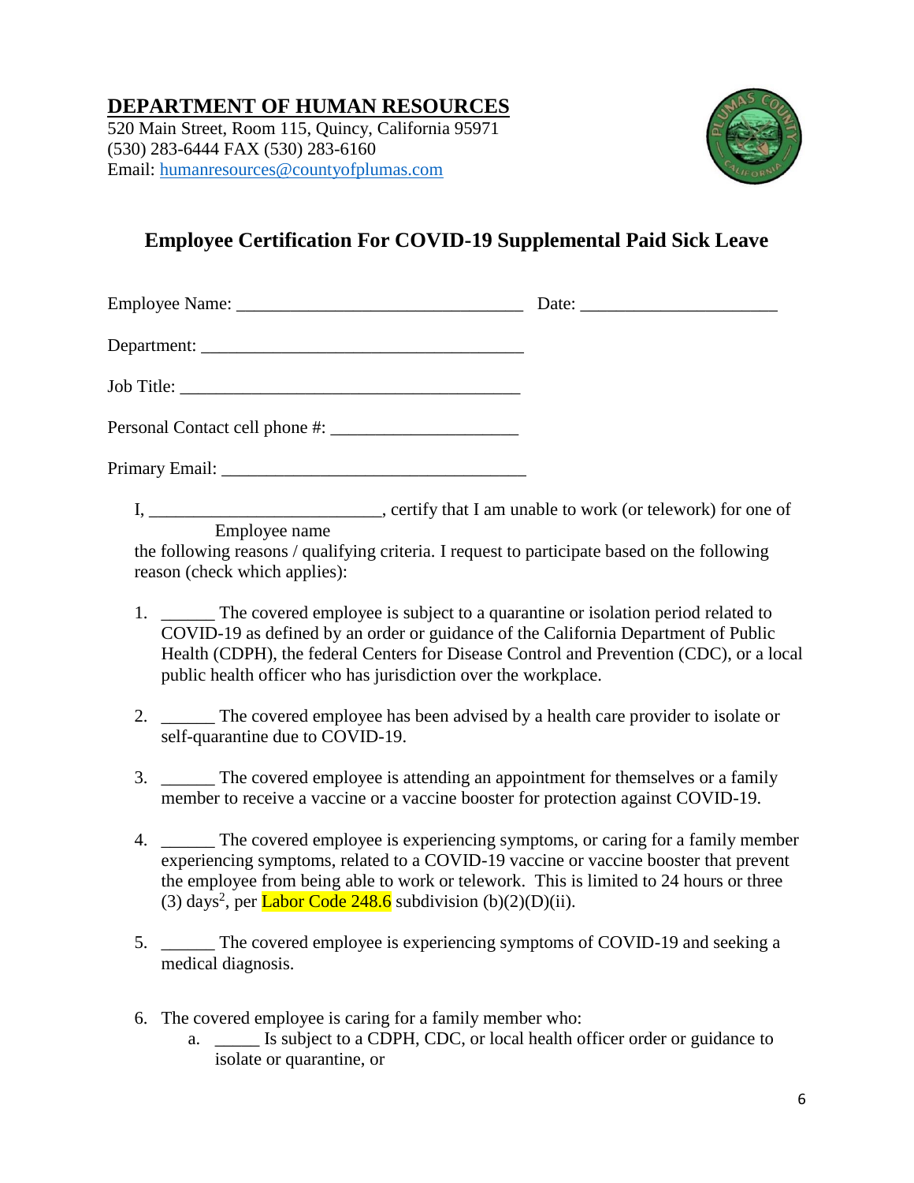## DEPARTMENT OF HUMAN RESOURCES

520 Main Street, Room 115, Quincy, California 95971
(530) 283-6444 FAX (530) 283-6160
Email: humanresources@countyofplumas.com

### Employee Certification For COVID-19 Supplemental Paid Sick Leave

Employee Name: ________________________________ Date: _____________________

Department: ____________________________________

Job Title: ______________________________________

Personal Contact cell phone #: ____________________

Primary Email: __________________________________

I, __________________________, certify that I am unable to work (or telework) for one of
Employee name
the following reasons / qualifying criteria. I request to participate based on the following reason (check which applies):

1. ______ The covered employee is subject to a quarantine or isolation period related to COVID-19 as defined by an order or guidance of the California Department of Public Health (CDPH), the federal Centers for Disease Control and Prevention (CDC), or a local public health officer who has jurisdiction over the workplace.

2. ______ The covered employee has been advised by a health care provider to isolate or self-quarantine due to COVID-19.

3. ______ The covered employee is attending an appointment for themselves or a family member to receive a vaccine or a vaccine booster for protection against COVID-19.

4. ______ The covered employee is experiencing symptoms, or caring for a family member experiencing symptoms, related to a COVID-19 vaccine or vaccine booster that prevent the employee from being able to work or telework. This is limited to 24 hours or three (3) days[2], per Labor Code 248.6 subdivision (b)(2)(D)(ii).

5. ______ The covered employee is experiencing symptoms of COVID-19 and seeking a medical diagnosis.

6. The covered employee is caring for a family member who:
   a. _____ Is subject to a CDPH, CDC, or local health officer order or guidance to isolate or quarantine, or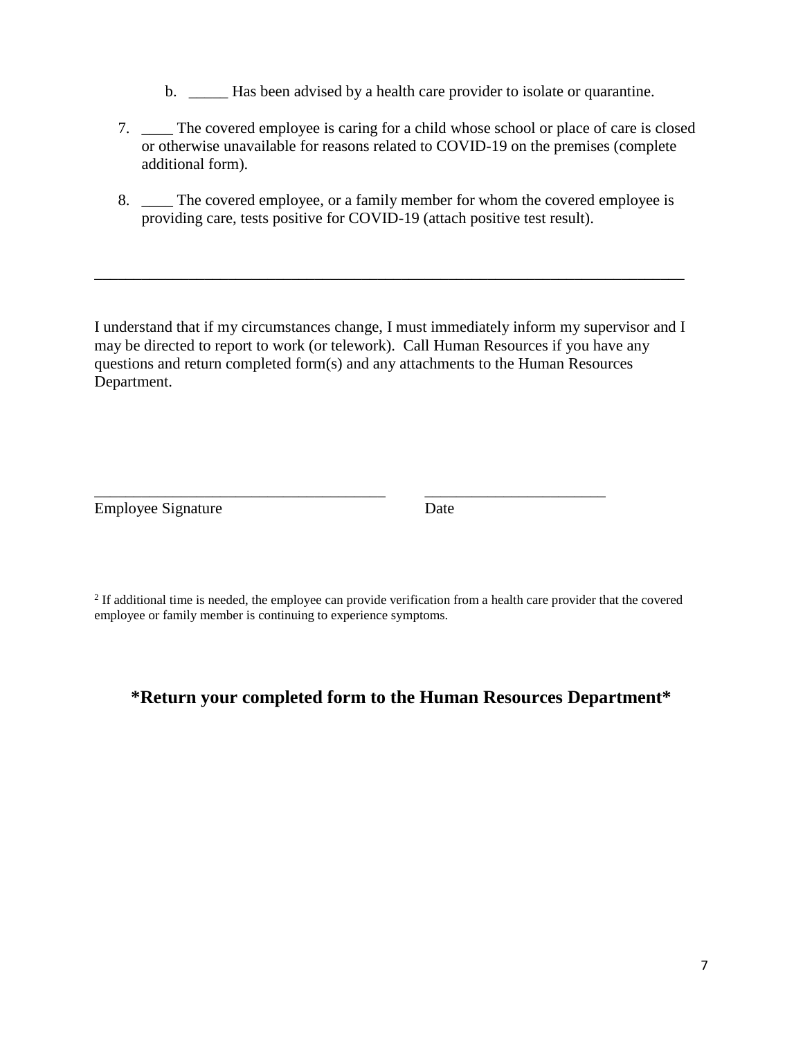b. _____ Has been advised by a health care provider to isolate or quarantine.

7. ____ The covered employee is caring for a child whose school or place of care is closed or otherwise unavailable for reasons related to COVID-19 on the premises (complete additional form).

8. ____ The covered employee, or a family member for whom the covered employee is providing care, tests positive for COVID-19 (attach positive test result).

_______________________________________________________________________________

I understand that if my circumstances change, I must immediately inform my supervisor and I may be directed to report to work (or telework). Call Human Resources if you have any questions and return completed form(s) and any attachments to the Human Resources Department.

_______________________________________ _______________________

Employee Signature Date

[2] If additional time is needed, the employee can provide verification from a health care provider that the covered employee or family member is continuing to experience symptoms.

**\*Return your completed form to the Human Resources Department\***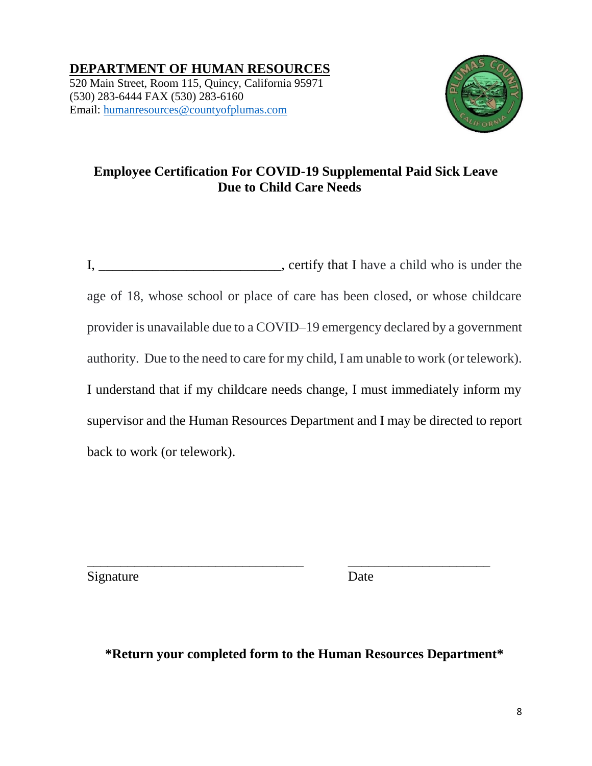**DEPARTMENT OF HUMAN RESOURCES**
520 Main Street, Room 115, Quincy, California 95971
(530) 283-6444 FAX (530) 283-6160
Email: humanresources@countyofplumas.com

## Employee Certification For COVID-19 Supplemental Paid Sick Leave Due to Child Care Needs

I, ___________________________, certify that I have a child who is under the age of 18, whose school or place of care has been closed, or whose childcare provider is unavailable due to a COVID–19 emergency declared by a government authority. Due to the need to care for my child, I am unable to work (or telework). I understand that if my childcare needs change, I must immediately inform my supervisor and the Human Resources Department and I may be directed to report back to work (or telework).

_________________________________ _____________________
Signature Date

**\*Return your completed form to the Human Resources Department\***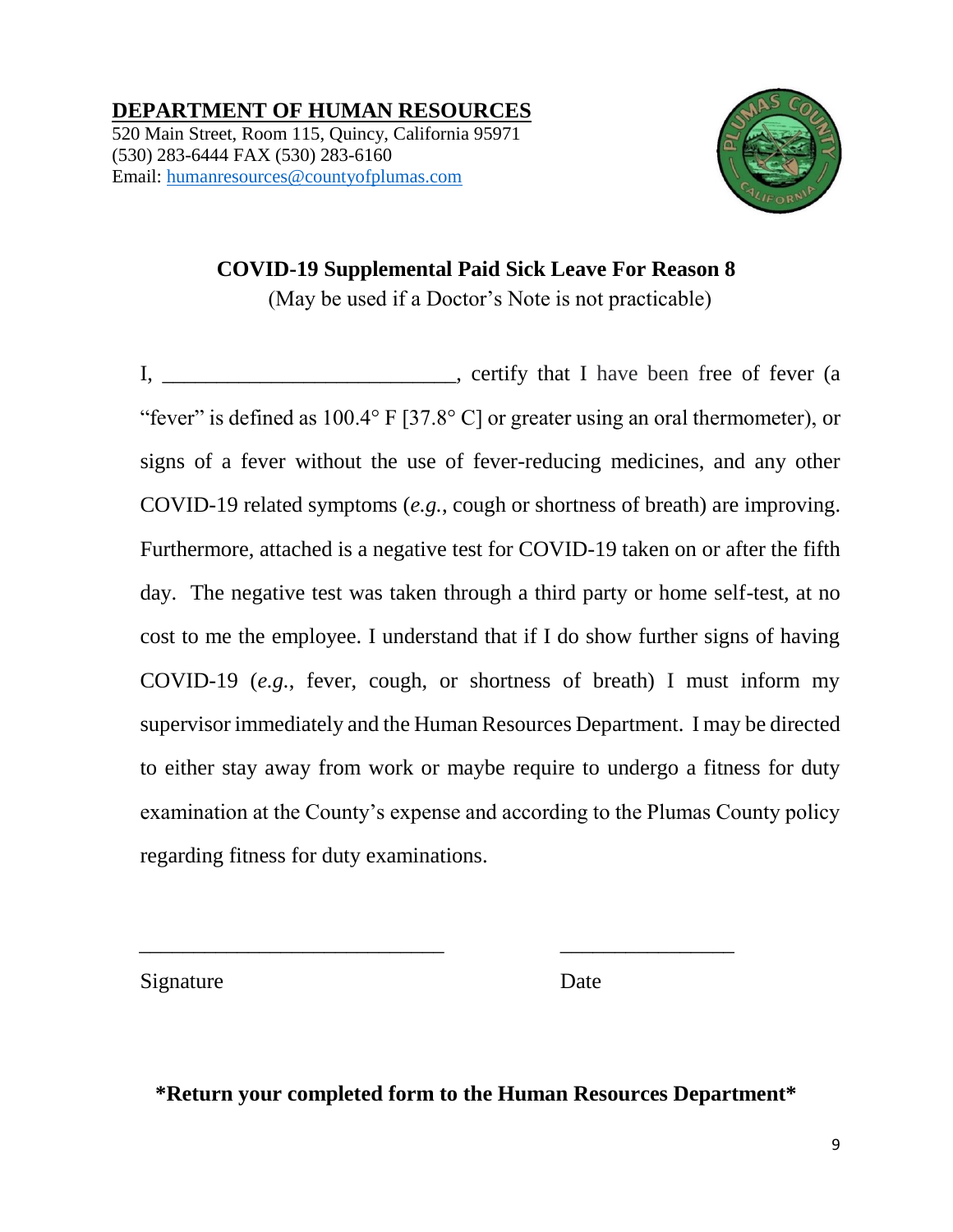**DEPARTMENT OF HUMAN RESOURCES**
520 Main Street, Room 115, Quincy, California 95971
(530) 283-6444 FAX (530) 283-6160
Email: humanresources@countyofplumas.com

## COVID-19 Supplemental Paid Sick Leave For Reason 8

(May be used if a Doctor's Note is not practicable)

I, ___________________________, certify that I have been free of fever (a "fever" is defined as 100.4° F [37.8° C] or greater using an oral thermometer), or signs of a fever without the use of fever-reducing medicines, and any other COVID-19 related symptoms (*e.g.*, cough or shortness of breath) are improving. Furthermore, attached is a negative test for COVID-19 taken on or after the fifth day. The negative test was taken through a third party or home self-test, at no cost to me the employee. I understand that if I do show further signs of having COVID-19 (*e.g.*, fever, cough, or shortness of breath) I must inform my supervisor immediately and the Human Resources Department. I may be directed to either stay away from work or maybe require to undergo a fitness for duty examination at the County's expense and according to the Plumas County policy regarding fitness for duty examinations.

____________________________ ________________

Signature Date

**\*Return your completed form to the Human Resources Department\***